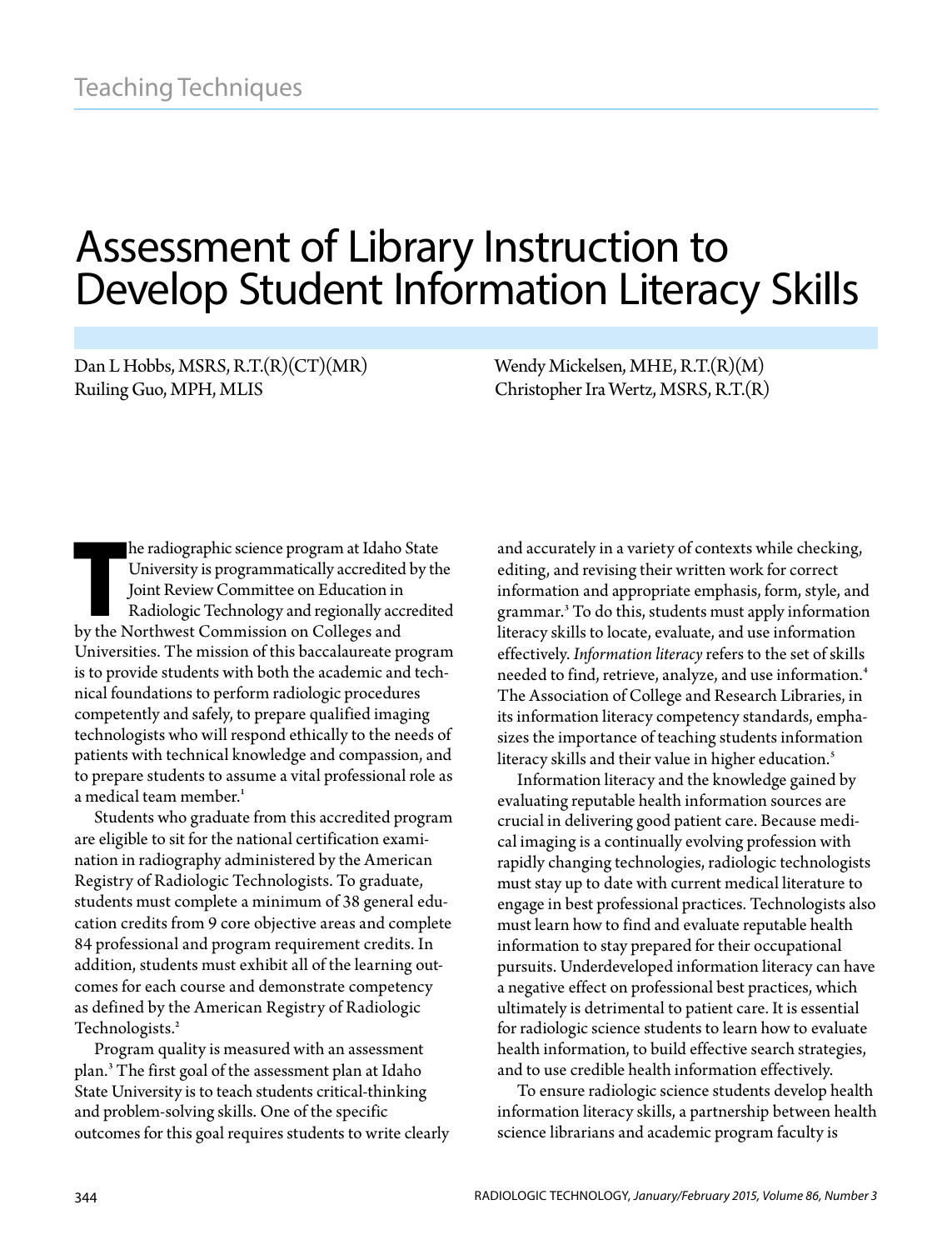## Teaching Techniques

# Assessment of Library Instruction to Develop Student Information Literacy Skills

Dan L Hobbs, MSRS, R.T.(R)(CT)(MR)
Ruiling Guo, MPH, MLIS
Wendy Mickelsen, MHE, R.T.(R)(M)
Christopher Ira Wertz, MSRS, R.T.(R)

The radiographic science program at Idaho State University is programmatically accredited by the Joint Review Committee on Education in Radiologic Technology and regionally accredited by the Northwest Commission on Colleges and Universities. The mission of this baccalaureate program is to provide students with both the academic and technical foundations to perform radiologic procedures competently and safely, to prepare qualified imaging technologists who will respond ethically to the needs of patients with technical knowledge and compassion, and to prepare students to assume a vital professional role as a medical team member.[1]

Students who graduate from this accredited program are eligible to sit for the national certification examination in radiography administered by the American Registry of Radiologic Technologists. To graduate, students must complete a minimum of 38 general education credits from 9 core objective areas and complete 84 professional and program requirement credits. In addition, students must exhibit all of the learning outcomes for each course and demonstrate competency as defined by the American Registry of Radiologic Technologists.[2]

Program quality is measured with an assessment plan.[3] The first goal of the assessment plan at Idaho State University is to teach students critical-thinking and problem-solving skills. One of the specific outcomes for this goal requires students to write clearly and accurately in a variety of contexts while checking, editing, and revising their written work for correct information and appropriate emphasis, form, style, and grammar.[3] To do this, students must apply information literacy skills to locate, evaluate, and use information effectively. *Information literacy* refers to the set of skills needed to find, retrieve, analyze, and use information.[4] The Association of College and Research Libraries, in its information literacy competency standards, emphasizes the importance of teaching students information literacy skills and their value in higher education.[5]

Information literacy and the knowledge gained by evaluating reputable health information sources are crucial in delivering good patient care. Because medical imaging is a continually evolving profession with rapidly changing technologies, radiologic technologists must stay up to date with current medical literature to engage in best professional practices. Technologists also must learn how to find and evaluate reputable health information to stay prepared for their occupational pursuits. Underdeveloped information literacy can have a negative effect on professional best practices, which ultimately is detrimental to patient care. It is essential for radiologic science students to learn how to evaluate health information, to build effective search strategies, and to use credible health information effectively.

To ensure radiologic science students develop health information literacy skills, a partnership between health science librarians and academic program faculty is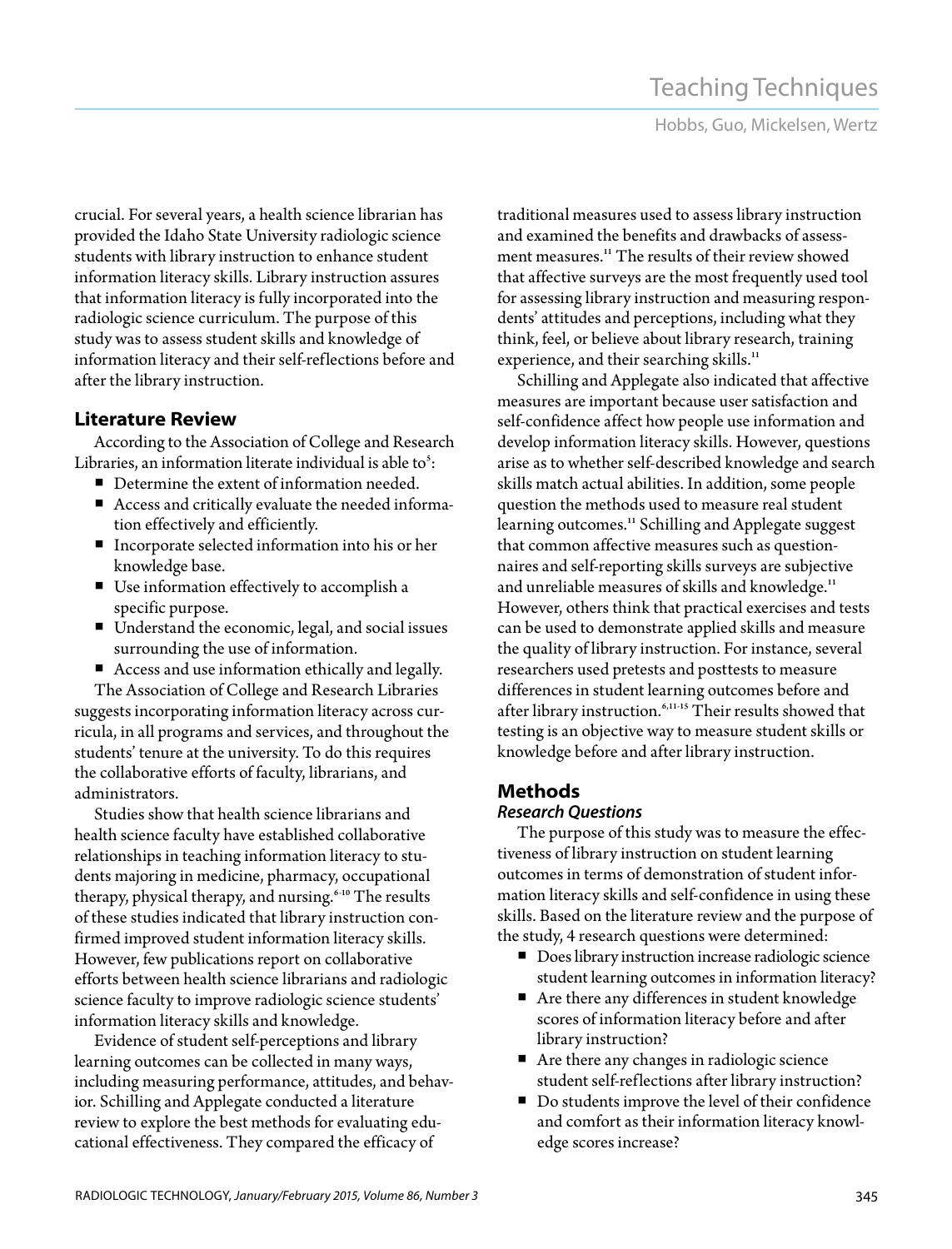crucial. For several years, a health science librarian has provided the Idaho State University radiologic science students with library instruction to enhance student information literacy skills. Library instruction assures that information literacy is fully incorporated into the radiologic science curriculum. The purpose of this study was to assess student skills and knowledge of information literacy and their self-reflections before and after the library instruction.

## Literature Review

According to the Association of College and Research Libraries, an information literate individual is able to[5]:

- Determine the extent of information needed.
- Access and critically evaluate the needed information effectively and efficiently.
- Incorporate selected information into his or her knowledge base.
- Use information effectively to accomplish a specific purpose.
- Understand the economic, legal, and social issues surrounding the use of information.
- Access and use information ethically and legally.

The Association of College and Research Libraries suggests incorporating information literacy across curricula, in all programs and services, and throughout the students' tenure at the university. To do this requires the collaborative efforts of faculty, librarians, and administrators.

Studies show that health science librarians and health science faculty have established collaborative relationships in teaching information literacy to students majoring in medicine, pharmacy, occupational therapy, physical therapy, and nursing.[6-10] The results of these studies indicated that library instruction confirmed improved student information literacy skills. However, few publications report on collaborative efforts between health science librarians and radiologic science faculty to improve radiologic science students' information literacy skills and knowledge.

Evidence of student self-perceptions and library learning outcomes can be collected in many ways, including measuring performance, attitudes, and behavior. Schilling and Applegate conducted a literature review to explore the best methods for evaluating educational effectiveness. They compared the efficacy of traditional measures used to assess library instruction and examined the benefits and drawbacks of assessment measures.[11] The results of their review showed that affective surveys are the most frequently used tool for assessing library instruction and measuring respondents' attitudes and perceptions, including what they think, feel, or believe about library research, training experience, and their searching skills.[11]

Schilling and Applegate also indicated that affective measures are important because user satisfaction and self-confidence affect how people use information and develop information literacy skills. However, questions arise as to whether self-described knowledge and search skills match actual abilities. In addition, some people question the methods used to measure real student learning outcomes.[11] Schilling and Applegate suggest that common affective measures such as questionnaires and self-reporting skills surveys are subjective and unreliable measures of skills and knowledge.[11] However, others think that practical exercises and tests can be used to demonstrate applied skills and measure the quality of library instruction. For instance, several researchers used pretests and posttests to measure differences in student learning outcomes before and after library instruction.[6,11-15] Their results showed that testing is an objective way to measure student skills or knowledge before and after library instruction.

## Methods

### *Research Questions*

The purpose of this study was to measure the effectiveness of library instruction on student learning outcomes in terms of demonstration of student information literacy skills and self-confidence in using these skills. Based on the literature review and the purpose of the study, 4 research questions were determined:

- Does library instruction increase radiologic science student learning outcomes in information literacy?
- Are there any differences in student knowledge scores of information literacy before and after library instruction?
- Are there any changes in radiologic science student self-reflections after library instruction?
- Do students improve the level of their confidence and comfort as their information literacy knowledge scores increase?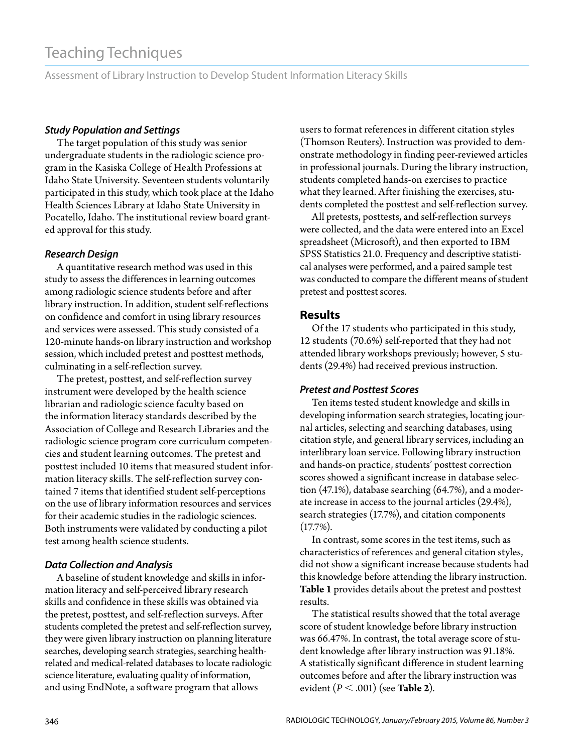### Study Population and Settings

The target population of this study was senior undergraduate students in the radiologic science program in the Kasiska College of Health Professions at Idaho State University. Seventeen students voluntarily participated in this study, which took place at the Idaho Health Sciences Library at Idaho State University in Pocatello, Idaho. The institutional review board granted approval for this study.

### Research Design

A quantitative research method was used in this study to assess the differences in learning outcomes among radiologic science students before and after library instruction. In addition, student self-reflections on confidence and comfort in using library resources and services were assessed. This study consisted of a 120-minute hands-on library instruction and workshop session, which included pretest and posttest methods, culminating in a self-reflection survey.

The pretest, posttest, and self-reflection survey instrument were developed by the health science librarian and radiologic science faculty based on the information literacy standards described by the Association of College and Research Libraries and the radiologic science program core curriculum competencies and student learning outcomes. The pretest and posttest included 10 items that measured student information literacy skills. The self-reflection survey contained 7 items that identified student self-perceptions on the use of library information resources and services for their academic studies in the radiologic sciences. Both instruments were validated by conducting a pilot test among health science students.

### Data Collection and Analysis

A baseline of student knowledge and skills in information literacy and self-perceived library research skills and confidence in these skills was obtained via the pretest, posttest, and self-reflection surveys. After students completed the pretest and self-reflection survey, they were given library instruction on planning literature searches, developing search strategies, searching health-related and medical-related databases to locate radiologic science literature, evaluating quality of information, and using EndNote, a software program that allows users to format references in different citation styles (Thomson Reuters). Instruction was provided to demonstrate methodology in finding peer-reviewed articles in professional journals. During the library instruction, students completed hands-on exercises to practice what they learned. After finishing the exercises, students completed the posttest and self-reflection survey.

All pretests, posttests, and self-reflection surveys were collected, and the data were entered into an Excel spreadsheet (Microsoft), and then exported to IBM SPSS Statistics 21.0. Frequency and descriptive statistical analyses were performed, and a paired sample test was conducted to compare the different means of student pretest and posttest scores.

## Results

Of the 17 students who participated in this study, 12 students (70.6%) self-reported that they had not attended library workshops previously; however, 5 students (29.4%) had received previous instruction.

### Pretest and Posttest Scores

Ten items tested student knowledge and skills in developing information search strategies, locating journal articles, selecting and searching databases, using citation style, and general library services, including an interlibrary loan service. Following library instruction and hands-on practice, students' posttest correction scores showed a significant increase in database selection (47.1%), database searching (64.7%), and a moderate increase in access to the journal articles (29.4%), search strategies (17.7%), and citation components (17.7%).

In contrast, some scores in the test items, such as characteristics of references and general citation styles, did not show a significant increase because students had this knowledge before attending the library instruction. **Table 1** provides details about the pretest and posttest results.

The statistical results showed that the total average score of student knowledge before library instruction was 66.47%. In contrast, the total average score of student knowledge after library instruction was 91.18%. A statistically significant difference in student learning outcomes before and after the library instruction was evident ($P < .001$) (see **Table 2**).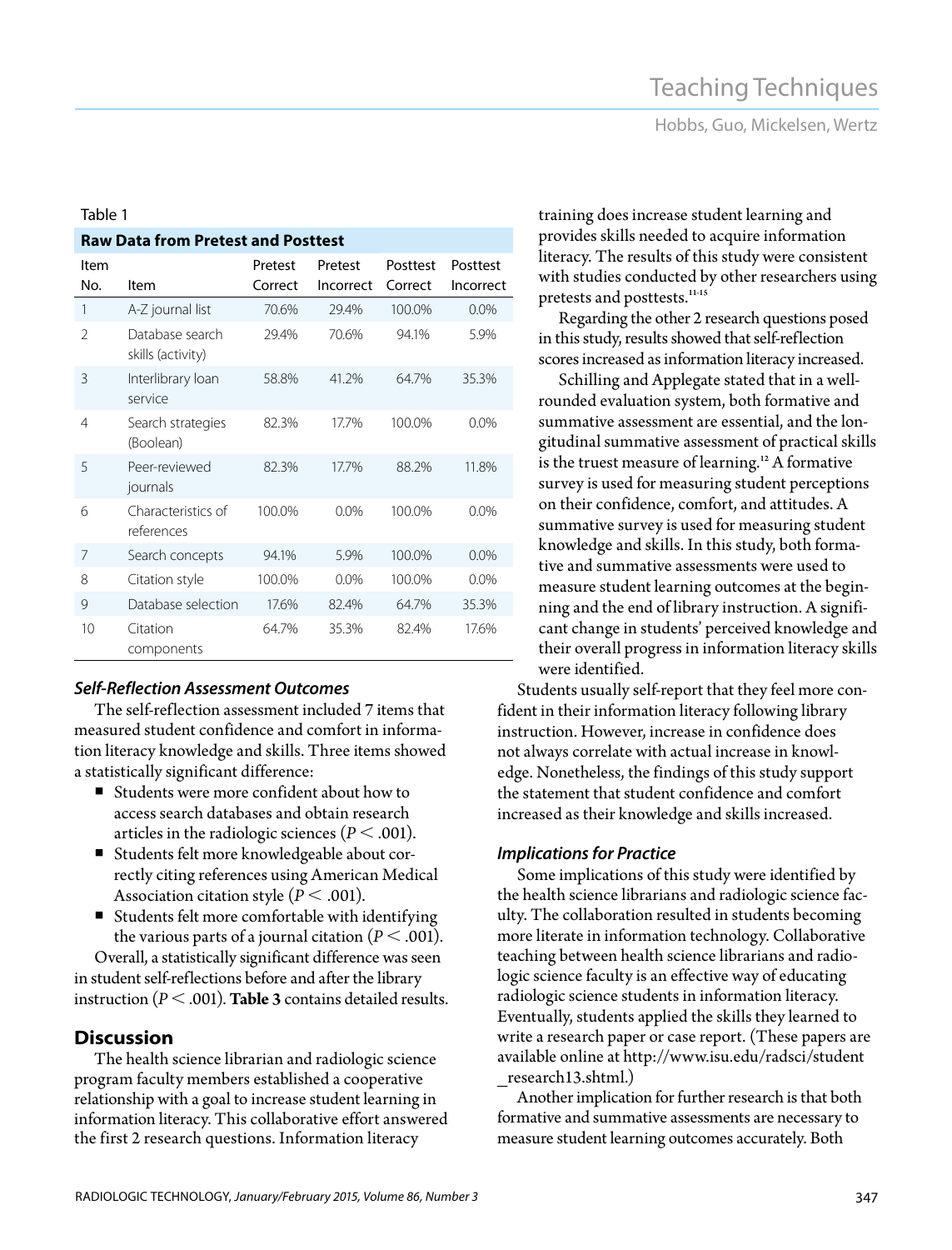Table 1

**Raw Data from Pretest and Posttest**

| Item No. | Item | Pretest Correct | Pretest Incorrect | Posttest Correct | Posttest Incorrect |
|---|---|---|---|---|---|
| 1 | A-Z journal list | 70.6% | 29.4% | 100.0% | 0.0% |
| 2 | Database search skills (activity) | 29.4% | 70.6% | 94.1% | 5.9% |
| 3 | Interlibrary loan service | 58.8% | 41.2% | 64.7% | 35.3% |
| 4 | Search strategies (Boolean) | 82.3% | 17.7% | 100.0% | 0.0% |
| 5 | Peer-reviewed journals | 82.3% | 17.7% | 88.2% | 11.8% |
| 6 | Characteristics of references | 100.0% | 0.0% | 100.0% | 0.0% |
| 7 | Search concepts | 94.1% | 5.9% | 100.0% | 0.0% |
| 8 | Citation style | 100.0% | 0.0% | 100.0% | 0.0% |
| 9 | Database selection | 17.6% | 82.4% | 64.7% | 35.3% |
| 10 | Citation components | 64.7% | 35.3% | 82.4% | 17.6% |

### *Self-Reflection Assessment Outcomes*

The self-reflection assessment included 7 items that measured student confidence and comfort in information literacy knowledge and skills. Three items showed a statistically significant difference:

- Students were more confident about how to access search databases and obtain research articles in the radiologic sciences ($P < .001$).
- Students felt more knowledgeable about correctly citing references using American Medical Association citation style ($P < .001$).
- Students felt more comfortable with identifying the various parts of a journal citation ($P < .001$).

Overall, a statistically significant difference was seen in student self-reflections before and after the library instruction ($P < .001$). **Table 3** contains detailed results.

## Discussion

The health science librarian and radiologic science program faculty members established a cooperative relationship with a goal to increase student learning in information literacy. This collaborative effort answered the first 2 research questions. Information literacy training does increase student learning and provides skills needed to acquire information literacy. The results of this study were consistent with studies conducted by other researchers using pretests and posttests.[11-15]

Regarding the other 2 research questions posed in this study, results showed that self-reflection scores increased as information literacy increased.

Schilling and Applegate stated that in a well-rounded evaluation system, both formative and summative assessment are essential, and the longitudinal summative assessment of practical skills is the truest measure of learning.[12] A formative survey is used for measuring student perceptions on their confidence, comfort, and attitudes. A summative survey is used for measuring student knowledge and skills. In this study, both formative and summative assessments were used to measure student learning outcomes at the beginning and the end of library instruction. A significant change in students' perceived knowledge and their overall progress in information literacy skills were identified.

Students usually self-report that they feel more confident in their information literacy following library instruction. However, increase in confidence does not always correlate with actual increase in knowledge. Nonetheless, the findings of this study support the statement that student confidence and comfort increased as their knowledge and skills increased.

### *Implications for Practice*

Some implications of this study were identified by the health science librarians and radiologic science faculty. The collaboration resulted in students becoming more literate in information technology. Collaborative teaching between health science librarians and radiologic science faculty is an effective way of educating radiologic science students in information literacy. Eventually, students applied the skills they learned to write a research paper or case report. (These papers are available online at http://www.isu.edu/radsci/student_research13.shtml.)

Another implication for further research is that both formative and summative assessments are necessary to measure student learning outcomes accurately. Both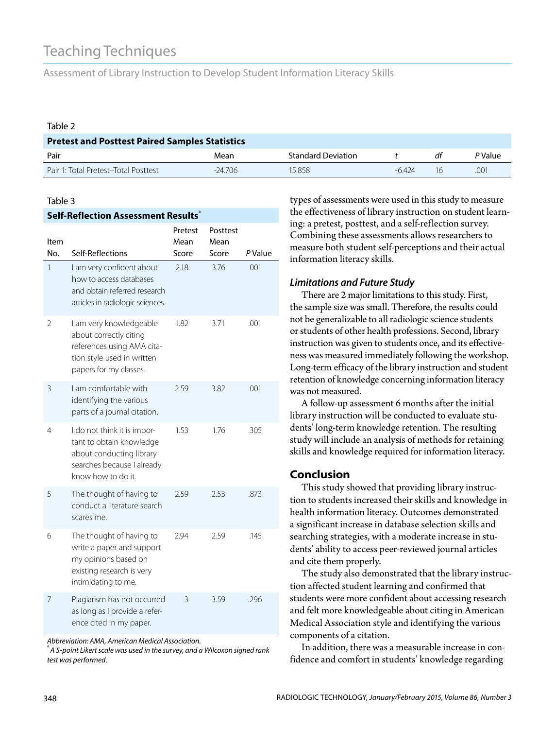Table 2

**Pretest and Posttest Paired Samples Statistics**

| Pair | Mean | Standard Deviation | *t* | *df* | *P* Value |
|---|---|---|---|---|---|
| Pair 1: Total Pretest–Total Posttest | -24.706 | 15.858 | -6.424 | 16 | .001 |

Table 3

**Self-Reflection Assessment Results**[a]

| Item No. | Self-Reflections | Pretest Mean Score | Posttest Mean Score | *P* Value |
|---|---|---|---|---|
| 1 | I am very confident about how to access databases and obtain referred research articles in radiologic sciences. | 2.18 | 3.76 | .001 |
| 2 | I am very knowledgeable about correctly citing references using AMA citation style used in written papers for my classes. | 1.82 | 3.71 | .001 |
| 3 | I am comfortable with identifying the various parts of a journal citation. | 2.59 | 3.82 | .001 |
| 4 | I do not think it is important to obtain knowledge about conducting library searches because I already know how to do it. | 1.53 | 1.76 | .305 |
| 5 | The thought of having to conduct a literature search scares me. | 2.59 | 2.53 | .873 |
| 6 | The thought of having to write a paper and support my opinions based on existing research is very intimidating to me. | 2.94 | 2.59 | .145 |
| 7 | Plagiarism has not occurred as long as I provide a reference cited in my paper. | 3 | 3.59 | .296 |

*Abbreviation: AMA, American Medical Association.*
[a] *A 5-point Likert scale was used in the survey, and a Wilcoxon signed rank test was performed.*

types of assessments were used in this study to measure the effectiveness of library instruction on student learning: a pretest, posttest, and a self-reflection survey. Combining these assessments allows researchers to measure both student self-perceptions and their actual information literacy skills.

### *Limitations and Future Study*

There are 2 major limitations to this study. First, the sample size was small. Therefore, the results could not be generalizable to all radiologic science students or students of other health professions. Second, library instruction was given to students once, and its effectiveness was measured immediately following the workshop. Long-term efficacy of the library instruction and student retention of knowledge concerning information literacy was not measured.

A follow-up assessment 6 months after the initial library instruction will be conducted to evaluate students' long-term knowledge retention. The resulting study will include an analysis of methods for retaining skills and knowledge required for information literacy.

## Conclusion

This study showed that providing library instruction to students increased their skills and knowledge in health information literacy. Outcomes demonstrated a significant increase in database selection skills and searching strategies, with a moderate increase in students' ability to access peer-reviewed journal articles and cite them properly.

The study also demonstrated that the library instruction affected student learning and confirmed that students were more confident about accessing research and felt more knowledgeable about citing in American Medical Association style and identifying the various components of a citation.

In addition, there was a measurable increase in confidence and comfort in students' knowledge regarding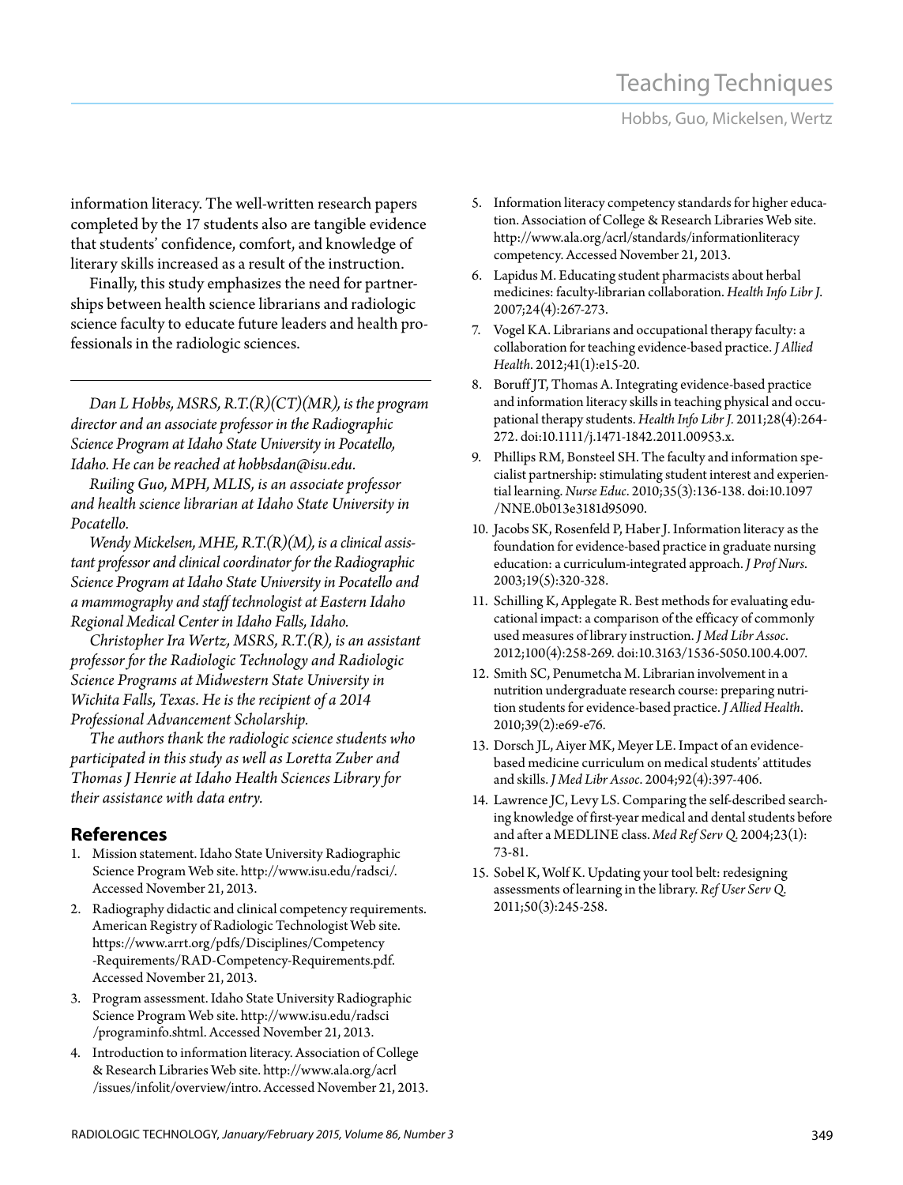information literacy. The well-written research papers completed by the 17 students also are tangible evidence that students' confidence, comfort, and knowledge of literary skills increased as a result of the instruction.

Finally, this study emphasizes the need for partnerships between health science librarians and radiologic science faculty to educate future leaders and health professionals in the radiologic sciences.

---

*Dan L Hobbs, MSRS, R.T.(R)(CT)(MR), is the program director and an associate professor in the Radiographic Science Program at Idaho State University in Pocatello, Idaho. He can be reached at hobbsdan@isu.edu.*

*Ruiling Guo, MPH, MLIS, is an associate professor and health science librarian at Idaho State University in Pocatello.*

*Wendy Mickelsen, MHE, R.T.(R)(M), is a clinical assistant professor and clinical coordinator for the Radiographic Science Program at Idaho State University in Pocatello and a mammography and staff technologist at Eastern Idaho Regional Medical Center in Idaho Falls, Idaho.*

*Christopher Ira Wertz, MSRS, R.T.(R), is an assistant professor for the Radiologic Technology and Radiologic Science Programs at Midwestern State University in Wichita Falls, Texas. He is the recipient of a 2014 Professional Advancement Scholarship.*

*The authors thank the radiologic science students who participated in this study as well as Loretta Zuber and Thomas J Henrie at Idaho Health Sciences Library for their assistance with data entry.*

## References

1. Mission statement. Idaho State University Radiographic Science Program Web site. http://www.isu.edu/radsci/. Accessed November 21, 2013.
2. Radiography didactic and clinical competency requirements. American Registry of Radiologic Technologist Web site. https://www.arrt.org/pdfs/Disciplines/Competency-Requirements/RAD-Competency-Requirements.pdf. Accessed November 21, 2013.
3. Program assessment. Idaho State University Radiographic Science Program Web site. http://www.isu.edu/radsci/programinfo.shtml. Accessed November 21, 2013.
4. Introduction to information literacy. Association of College & Research Libraries Web site. http://www.ala.org/acrl/issues/infolit/overview/intro. Accessed November 21, 2013.
5. Information literacy competency standards for higher education. Association of College & Research Libraries Web site. http://www.ala.org/acrl/standards/informationliteracycompetency. Accessed November 21, 2013.
6. Lapidus M. Educating student pharmacists about herbal medicines: faculty-librarian collaboration. *Health Info Libr J*. 2007;24(4):267-273.
7. Vogel KA. Librarians and occupational therapy faculty: a collaboration for teaching evidence-based practice. *J Allied Health*. 2012;41(1):e15-20.
8. Boruff JT, Thomas A. Integrating evidence-based practice and information literacy skills in teaching physical and occupational therapy students. *Health Info Libr J*. 2011;28(4):264-272. doi:10.1111/j.1471-1842.2011.00953.x.
9. Phillips RM, Bonsteel SH. The faculty and information specialist partnership: stimulating student interest and experiential learning. *Nurse Educ*. 2010;35(3):136-138. doi:10.1097/NNE.0b013e3181d95090.
10. Jacobs SK, Rosenfeld P, Haber J. Information literacy as the foundation for evidence-based practice in graduate nursing education: a curriculum-integrated approach. *J Prof Nurs*. 2003;19(5):320-328.
11. Schilling K, Applegate R. Best methods for evaluating educational impact: a comparison of the efficacy of commonly used measures of library instruction. *J Med Libr Assoc*. 2012;100(4):258-269. doi:10.3163/1536-5050.100.4.007.
12. Smith SC, Penumetcha M. Librarian involvement in a nutrition undergraduate research course: preparing nutrition students for evidence-based practice. *J Allied Health*. 2010;39(2):e69-e76.
13. Dorsch JL, Aiyer MK, Meyer LE. Impact of an evidence-based medicine curriculum on medical students' attitudes and skills. *J Med Libr Assoc*. 2004;92(4):397-406.
14. Lawrence JC, Levy LS. Comparing the self-described searching knowledge of first-year medical and dental students before and after a MEDLINE class. *Med Ref Serv Q*. 2004;23(1):73-81.
15. Sobel K, Wolf K. Updating your tool belt: redesigning assessments of learning in the library. *Ref User Serv Q*. 2011;50(3):245-258.